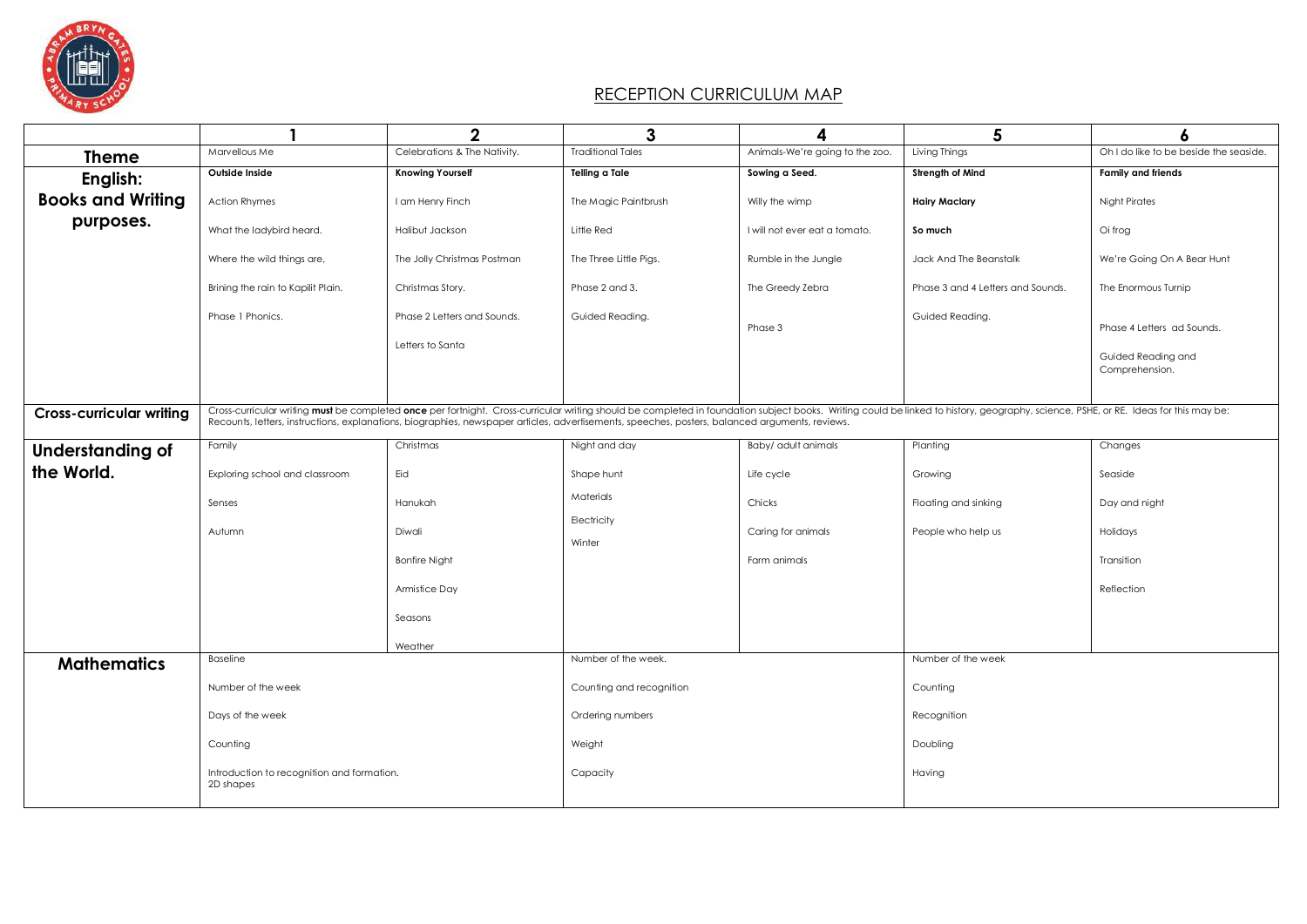# RECEPTION CURRICULUM MAP

| | 1 | 2 | 3 | 4 | 5 | 6 |
|---|---|---|---|---|---|---|
| **Theme** | Marvellous Me | Celebrations & The Nativity. | Traditional Tales | Animals-We're going to the zoo. | Living Things | Oh I do like to be beside the seaside. |
| **English: Books and Writing purposes.** | **Outside Inside**<br><br>Action Rhymes<br><br>What the ladybird heard.<br><br>Where the wild things are,<br><br>Brining the rain to Kapilit Plain.<br><br>Phase 1 Phonics. | **Knowing Yourself**<br><br>I am Henry Finch<br><br>Halibut Jackson<br><br>The Jolly Christmas Postman<br><br>Christmas Story.<br><br>Phase 2 Letters and Sounds.<br><br>Letters to Santa | **Telling a Tale**<br><br>The Magic Paintbrush<br><br>Little Red<br><br>The Three Little Pigs.<br><br>Phase 2 and 3.<br><br>Guided Reading. | **Sowing a Seed.**<br><br>Willy the wimp<br><br>I will not ever eat a tomato.<br><br>Rumble in the Jungle<br><br>The Greedy Zebra<br><br>Phase 3 | **Strength of Mind**<br><br>**Hairy Maclary**<br><br>**So much**<br><br>Jack And The Beanstalk<br><br>Phase 3 and 4 Letters and Sounds.<br><br>Guided Reading. | **Family and friends**<br><br>Night Pirates<br><br>Oi frog<br><br>We're Going On A Bear Hunt<br><br>The Enormous Turnip<br><br>Phase 4 Letters ad Sounds.<br><br>Guided Reading and Comprehension. |
| **Cross-curricular writing** | Cross-curricular writing **must** be completed **once** per fortnight. Cross-curricular writing should be completed in foundation subject books. Writing could be linked to history, geography, science, PSHE, or RE. Ideas for this may be: Recounts, letters, instructions, explanations, biographies, newspaper articles, advertisements, speeches, posters, balanced arguments, reviews. | | | | | |
| **Understanding of the World.** | Family<br><br>Exploring school and classroom<br><br>Senses<br><br>Autumn | Christmas<br><br>Eid<br><br>Hanukah<br><br>Diwali<br><br>Bonfire Night<br><br>Armistice Day<br><br>Seasons<br><br>Weather | Night and day<br><br>Shape hunt<br><br>Materials<br><br>Electricity<br><br>Winter | Baby/ adult animals<br><br>Life cycle<br><br>Chicks<br><br>Caring for animals<br><br>Farm animals | Planting<br><br>Growing<br><br>Floating and sinking<br><br>People who help us | Changes<br><br>Seaside<br><br>Day and night<br><br>Holidays<br><br>Transition<br><br>Reflection |
| **Mathematics** | Baseline<br><br>Number of the week<br><br>Days of the week<br><br>Counting<br><br>Introduction to recognition and formation.<br>2D shapes | | Number of the week.<br><br>Counting and recognition<br><br>Ordering numbers<br><br>Weight<br><br>Capacity | | Number of the week<br><br>Counting<br><br>Recognition<br><br>Doubling<br><br>Having | |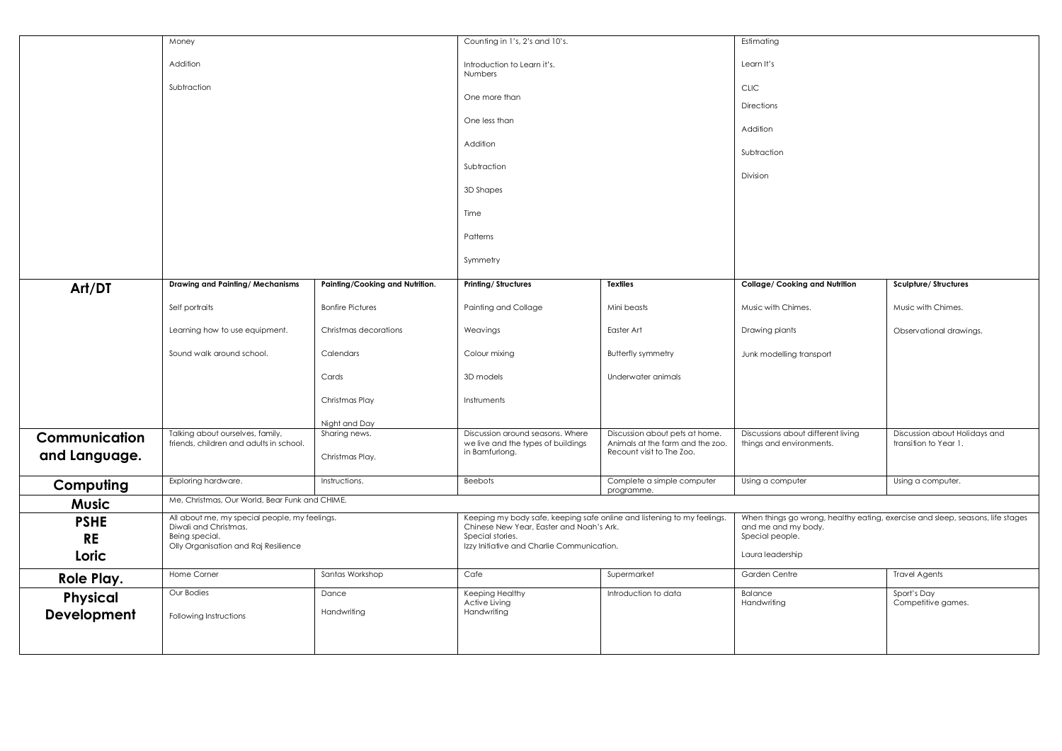| | | | | | | |
|---|---|---|---|---|---|---|
| | Money<br><br>Addition<br><br>Subtraction | | Counting in 1's, 2's and 10's.<br><br>Introduction to Learn it's. Numbers<br><br>One more than<br><br>One less than<br><br>Addition<br><br>Subtraction<br><br>3D Shapes<br><br>Time<br><br>Patterns<br><br>Symmetry | | Estimating<br><br>Learn It's<br><br>CLIC<br><br>Directions<br><br>Addition<br><br>Subtraction<br><br>Division | |
| **Art/DT** | **Drawing and Painting/ Mechanisms**<br><br>Self portraits<br><br>Learning how to use equipment.<br><br>Sound walk around school. | **Painting/Cooking and Nutrition.**<br><br>Bonfire Pictures<br><br>Christmas decorations<br><br>Calendars<br><br>Cards<br><br>Christmas Play<br><br>Night and Day | **Printing/ Structures**<br><br>Painting and Collage<br><br>Weavings<br><br>Colour mixing<br><br>3D models<br><br>Instruments | **Textiles**<br><br>Mini beasts<br><br>Easter Art<br><br>Butterfly symmetry<br><br>Underwater animals | **Collage/ Cooking and Nutrition**<br><br>Music with Chimes.<br><br>Drawing plants<br><br>Junk modelling transport | **Sculpture/ Structures**<br><br>Music with Chimes.<br><br>Observational drawings. |
| **Communication and Language.** | Talking about ourselves, family, friends, children and adults in school. | Sharing news.<br><br>Christmas Play. | Discussion around seasons. Where we live and the types of buildings in Bamfurlong. | Discussion about pets at home. Animals at the farm and the zoo. Recount visit to The Zoo. | Discussions about different living things and environments. | Discussion about Holidays and transition to Year 1. |
| **Computing** | Exploring hardware. | Instructions. | Beebots | Complete a simple computer programme. | Using a computer | Using a computer. |
| **Music** | Me, Christmas, Our World, Bear Funk and CHIME. | | | | | |
| **PSHE**<br>**RE**<br>**Loric** | All about me, my special people, my feelings.<br>Diwali and Christmas.<br>Being special.<br>Olly Organisation and Raj Resilience | | Keeping my body safe, keeping safe online and listening to my feelings.<br>Chinese New Year, Easter and Noah's Ark.<br>Special stories.<br>Izzy Initiative and Charlie Communication. | | When things go wrong, healthy eating, exercise and sleep, seasons, life stages and me and my body.<br>Special people.<br><br>Laura leadership | |
| **Role Play.** | Home Corner | Santas Workshop | Cafe | Supermarket | Garden Centre | Travel Agents |
| **Physical Development** | Our Bodies<br><br>Following Instructions | Dance<br><br>Handwriting | Keeping Healthy<br>Active Living<br>Handwriting | Introduction to data | Balance<br>Handwriting | Sport's Day<br>Competitive games. |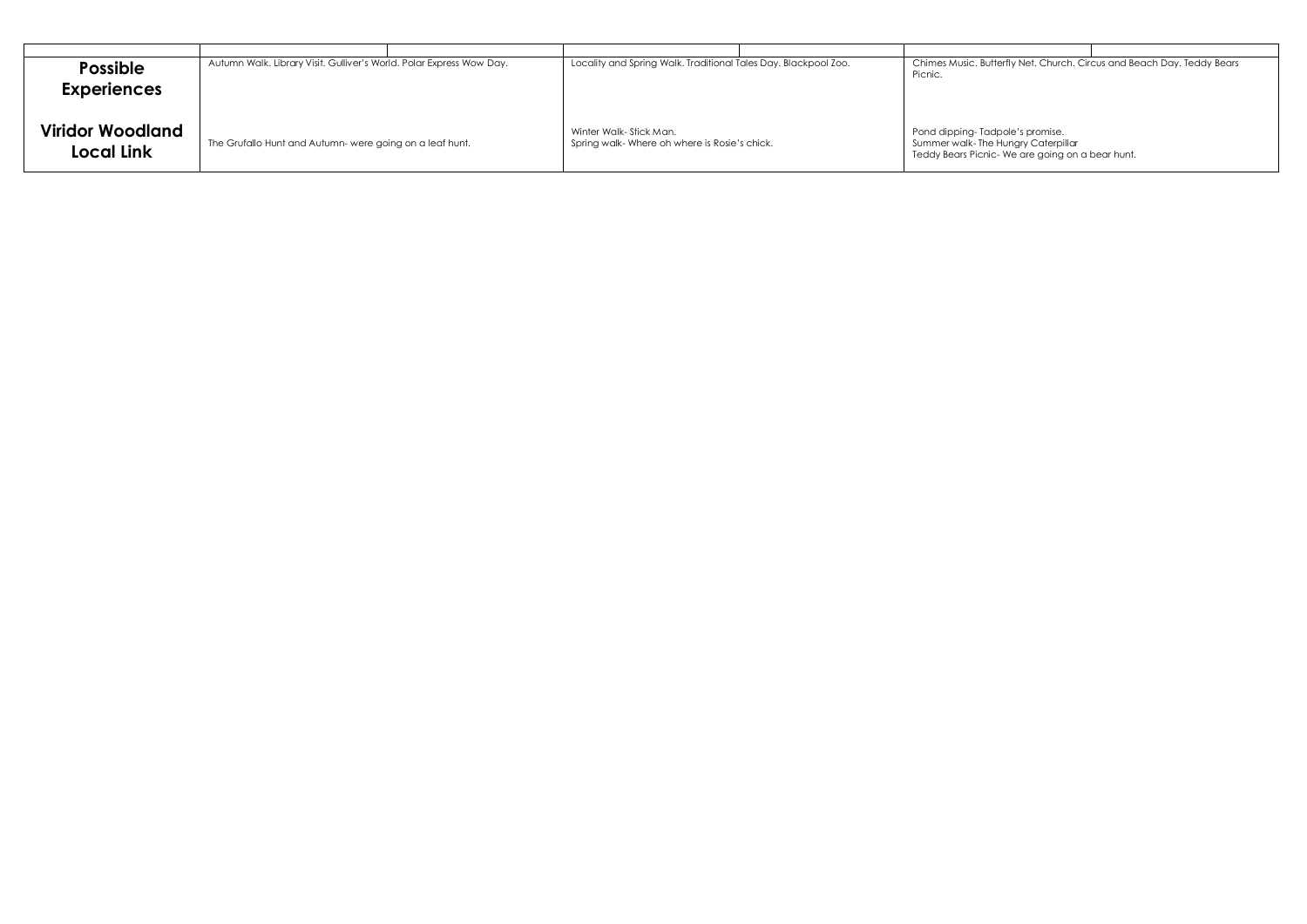| | | | | | | |
|---|---|---|---|---|---|---|
| **Possible Experiences** | Autumn Walk. Library Visit. Gulliver's World. Polar Express Wow Day. | | Locality and Spring Walk. Traditional Tales Day. Blackpool Zoo. | | Chimes Music. Butterfly Net. Church. Circus and Beach Day. Teddy Bears Picnic. | |
| **Viridor Woodland Local Link** | The Grufallo Hunt and Autumn- were going on a leaf hunt. | | Winter Walk- Stick Man.<br>Spring walk- Where oh where is Rosie's chick. | | Pond dipping- Tadpole's promise.<br>Summer walk- The Hungry Caterpillar<br>Teddy Bears Picnic- We are going on a bear hunt. | |